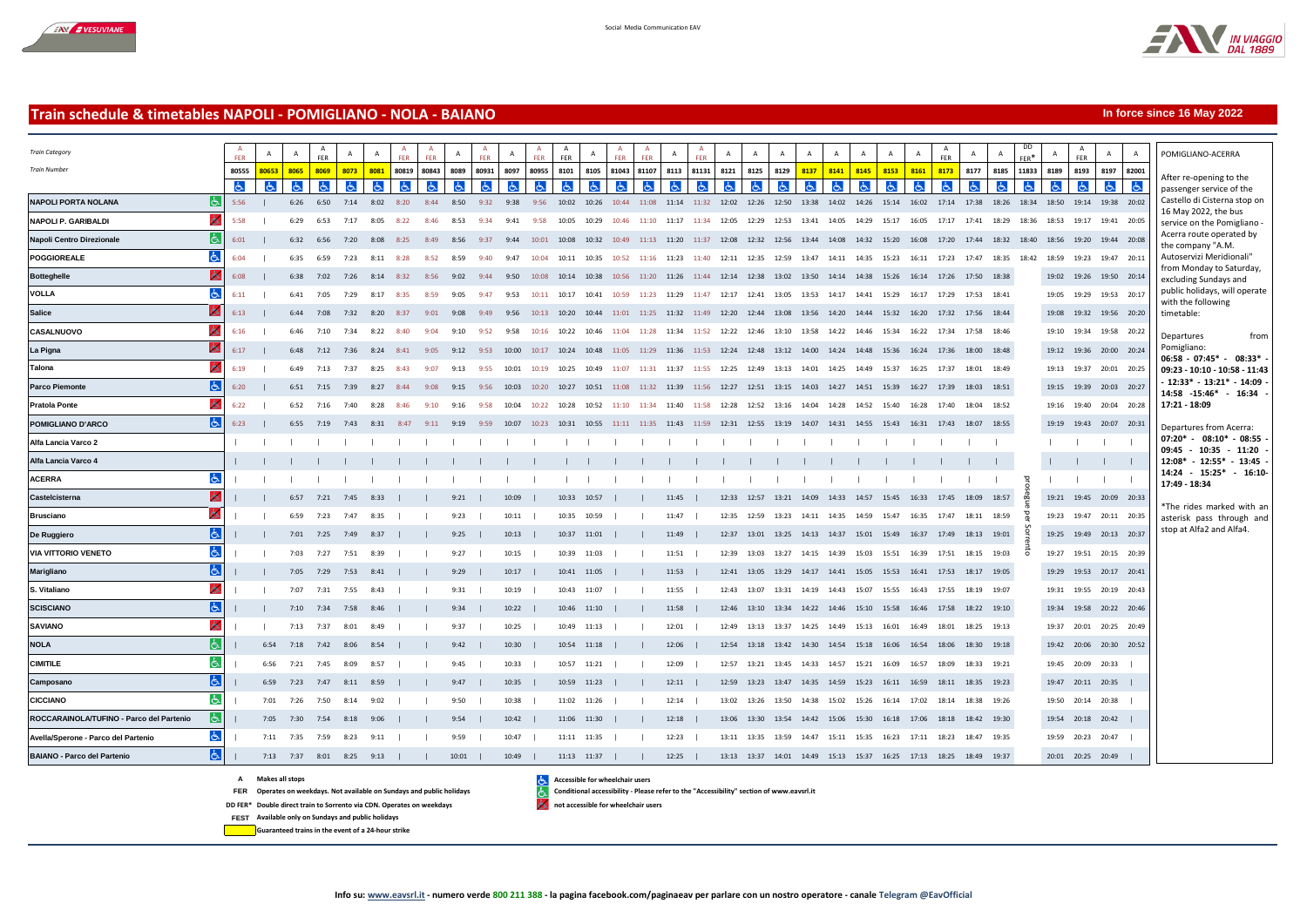# Train schedule & timetables NAPOLI - POMIGLIANO - NOLA - BAIANO

**In force since 16 May 2022**

| Train Category | A FER | A | A | A FER | A | A | A FER | A FER | A | A FER | A | A FER | A FER | A | A FER | A FER | A | A FER | A | A | A | A | A | A | A | A | A FER | A | A | DD FER* | A | A FER | A | A |
|---|---|---|---|---|---|---|---|---|---|---|---|---|---|---|---|---|---|---|---|---|---|---|---|---|---|---|---|---|---|---|---|---|---|---|
| **Train Number** | 80555 | 80653 | 8065 | 8069 | 8073 | 8081 | 80819 | 80843 | 8089 | 80931 | 8097 | 80955 | 8101 | 8105 | 81043 | 81107 | 8113 | 81131 | 8121 | 8125 | 8129 | 8137 | 8141 | 8145 | 8153 | 8161 | 8173 | 8177 | 8185 | 11833 | 8189 | 8193 | 8197 | 82001 |
| NAPOLI PORTA NOLANA | 5:56 | \| | 6:26 | 6:50 | 7:14 | 8:02 | 8:20 | 8:44 | 8:50 | 9:32 | 9:38 | 9:56 | 10:02 | 10:26 | 10:44 | 11:08 | 11:14 | 11:32 | 12:02 | 12:26 | 12:50 | 13:38 | 14:02 | 14:26 | 15:14 | 16:02 | 17:14 | 17:38 | 18:26 | 18:34 | 18:50 | 19:14 | 19:38 | 20:02 |
| NAPOLI P. GARIBALDI | 5:58 | \| | 6:29 | 6:53 | 7:17 | 8:05 | 8:22 | 8:46 | 8:53 | 9:34 | 9:41 | 9:58 | 10:05 | 10:29 | 10:46 | 11:10 | 11:17 | 11:34 | 12:05 | 12:29 | 12:53 | 13:41 | 14:05 | 14:29 | 15:17 | 16:05 | 17:17 | 17:41 | 18:29 | 18:36 | 18:53 | 19:17 | 19:41 | 20:05 |
| Napoli Centro Direzionale | 6:01 | \| | 6:32 | 6:56 | 7:20 | 8:08 | 8:25 | 8:49 | 8:56 | 9:37 | 9:44 | 10:01 | 10:08 | 10:32 | 10:49 | 11:13 | 11:20 | 11:37 | 12:08 | 12:32 | 12:56 | 13:44 | 14:08 | 14:32 | 15:20 | 16:08 | 17:20 | 17:44 | 18:32 | 18:40 | 18:56 | 19:20 | 19:44 | 20:08 |
| POGGIOREALE | 6:04 | \| | 6:35 | 6:59 | 7:23 | 8:11 | 8:28 | 8:52 | 8:59 | 9:40 | 9:47 | 10:04 | 10:11 | 10:35 | 10:52 | 11:16 | 11:23 | 11:40 | 12:11 | 12:35 | 12:59 | 13:47 | 14:11 | 14:35 | 15:23 | 16:11 | 17:23 | 17:47 | 18:35 | 18:42 | 18:59 | 19:23 | 19:47 | 20:11 |
| Botteghelle | 6:08 | \| | 6:38 | 7:02 | 7:26 | 8:14 | 8:32 | 8:56 | 9:02 | 9:44 | 9:50 | 10:08 | 10:14 | 10:38 | 10:56 | 11:20 | 11:26 | 11:44 | 12:14 | 12:38 | 13:02 | 13:50 | 14:14 | 14:38 | 15:26 | 16:14 | 17:26 | 17:50 | 18:38 | | 19:02 | 19:26 | 19:50 | 20:14 |
| VOLLA | 6:11 | \| | 6:41 | 7:05 | 7:29 | 8:17 | 8:35 | 8:59 | 9:05 | 9:47 | 9:53 | 10:11 | 10:17 | 10:41 | 10:59 | 11:23 | 11:29 | 11:47 | 12:17 | 12:41 | 13:05 | 13:53 | 14:17 | 14:41 | 15:29 | 16:17 | 17:29 | 17:53 | 18:41 | | 19:05 | 19:29 | 19:53 | 20:17 |
| Salice | 6:13 | \| | 6:44 | 7:08 | 7:32 | 8:20 | 8:37 | 9:01 | 9:08 | 9:49 | 9:56 | 10:13 | 10:20 | 10:44 | 11:01 | 11:25 | 11:32 | 11:49 | 12:20 | 12:44 | 13:08 | 13:56 | 14:20 | 14:44 | 15:32 | 16:20 | 17:32 | 17:56 | 18:44 | | 19:08 | 19:32 | 19:56 | 20:20 |
| CASALNUOVO | 6:16 | \| | 6:46 | 7:10 | 7:34 | 8:22 | 8:40 | 9:04 | 9:10 | 9:52 | 9:58 | 10:16 | 10:22 | 10:46 | 11:04 | 11:28 | 11:34 | 11:52 | 12:22 | 12:46 | 13:10 | 13:58 | 14:22 | 14:46 | 15:34 | 16:22 | 17:34 | 17:58 | 18:46 | | 19:10 | 19:34 | 19:58 | 20:22 |
| La Pigna | 6:17 | \| | 6:48 | 7:12 | 7:36 | 8:24 | 8:41 | 9:05 | 9:12 | 9:53 | 10:00 | 10:17 | 10:24 | 10:48 | 11:05 | 11:29 | 11:36 | 11:53 | 12:24 | 12:48 | 13:12 | 14:00 | 14:24 | 14:48 | 15:36 | 16:24 | 17:36 | 18:00 | 18:48 | | 19:12 | 19:36 | 20:00 | 20:24 |
| Talona | 6:19 | \| | 6:49 | 7:13 | 7:37 | 8:25 | 8:43 | 9:07 | 9:13 | 9:55 | 10:01 | 10:19 | 10:25 | 10:49 | 11:07 | 11:31 | 11:37 | 11:55 | 12:25 | 12:49 | 13:13 | 14:01 | 14:25 | 14:49 | 15:37 | 16:25 | 17:37 | 18:01 | 18:49 | | 19:13 | 19:37 | 20:01 | 20:25 |
| Parco Piemonte | 6:20 | \| | 6:51 | 7:15 | 7:39 | 8:27 | 8:44 | 9:08 | 9:15 | 9:56 | 10:03 | 10:20 | 10:27 | 10:51 | 11:08 | 11:32 | 11:39 | 11:56 | 12:27 | 12:51 | 13:15 | 14:03 | 14:27 | 14:51 | 15:39 | 16:27 | 17:39 | 18:03 | 18:51 | | 19:15 | 19:39 | 20:03 | 20:27 |
| Pratola Ponte | 6:22 | \| | 6:52 | 7:16 | 7:40 | 8:28 | 8:46 | 9:10 | 9:16 | 9:58 | 10:04 | 10:22 | 10:28 | 10:52 | 11:10 | 11:34 | 11:40 | 11:58 | 12:28 | 12:52 | 13:16 | 14:04 | 14:28 | 14:52 | 15:40 | 16:28 | 17:40 | 18:04 | 18:52 | | 19:16 | 19:40 | 20:04 | 20:28 |
| POMIGLIANO D'ARCO | 6:23 | \| | 6:55 | 7:19 | 7:43 | 8:31 | 8:47 | 9:11 | 9:19 | 9:59 | 10:07 | 10:23 | 10:31 | 10:55 | 11:11 | 11:35 | 11:43 | 11:59 | 12:31 | 12:55 | 13:19 | 14:07 | 14:31 | 14:55 | 15:43 | 16:31 | 17:43 | 18:07 | 18:55 | | 19:19 | 19:43 | 20:07 | 20:31 |
| Alfa Lancia Varco 2 | \| | \| | \| | \| | \| | \| | \| | \| | \| | \| | \| | \| | \| | \| | \| | \| | \| | \| | \| | \| | \| | \| | \| | \| | \| | \| | \| | \| | \| | | \| | \| | \| | \| |
| Alfa Lancia Varco 4 | \| | \| | \| | \| | \| | \| | \| | \| | \| | \| | \| | \| | \| | \| | \| | \| | \| | \| | \| | \| | \| | \| | \| | \| | \| | \| | \| | \| | \| | | \| | \| | \| | \| |
| ACERRA | \| | \| | \| | \| | \| | \| | \| | \| | \| | \| | \| | \| | \| | \| | \| | \| | \| | \| | \| | \| | \| | \| | \| | \| | \| | \| | \| | \| | \| | prosegue per Sorrento | \| | \| | \| | \| |
| Castelcisterna | \| | \| | 6:57 | 7:21 | 7:45 | 8:33 | \| | \| | 9:21 | \| | 10:09 | \| | 10:33 | 10:57 | \| | \| | 11:45 | \| | 12:33 | 12:57 | 13:21 | 14:09 | 14:33 | 14:57 | 15:45 | 16:33 | 17:45 | 18:09 | 18:57 | | 19:21 | 19:45 | 20:09 | 20:33 |
| Brusciano | \| | \| | 6:59 | 7:23 | 7:47 | 8:35 | \| | \| | 9:23 | \| | 10:11 | \| | 10:35 | 10:59 | \| | \| | 11:47 | \| | 12:35 | 12:59 | 13:23 | 14:11 | 14:35 | 14:59 | 15:47 | 16:35 | 17:47 | 18:11 | 18:59 | | 19:23 | 19:47 | 20:11 | 20:35 |
| De Ruggiero | \| | \| | 7:01 | 7:25 | 7:49 | 8:37 | \| | \| | 9:25 | \| | 10:13 | \| | 10:37 | 11:01 | \| | \| | 11:49 | \| | 12:37 | 13:01 | 13:25 | 14:13 | 14:37 | 15:01 | 15:49 | 16:37 | 17:49 | 18:13 | 19:01 | | 19:25 | 19:49 | 20:13 | 20:37 |
| VIA VITTORIO VENETO | \| | \| | 7:03 | 7:27 | 7:51 | 8:39 | \| | \| | 9:27 | \| | 10:15 | \| | 10:39 | 11:03 | \| | \| | 11:51 | \| | 12:39 | 13:03 | 13:27 | 14:15 | 14:39 | 15:03 | 15:51 | 16:39 | 17:51 | 18:15 | 19:03 | | 19:27 | 19:51 | 20:15 | 20:39 |
| Marigliano | \| | \| | 7:05 | 7:29 | 7:53 | 8:41 | \| | \| | 9:29 | \| | 10:17 | \| | 10:41 | 11:05 | \| | \| | 11:53 | \| | 12:41 | 13:05 | 13:29 | 14:17 | 14:41 | 15:05 | 15:53 | 16:41 | 17:53 | 18:17 | 19:05 | | 19:29 | 19:53 | 20:17 | 20:41 |
| S. Vitaliano | \| | \| | 7:07 | 7:31 | 7:55 | 8:43 | \| | \| | 9:31 | \| | 10:19 | \| | 10:43 | 11:07 | \| | \| | 11:55 | \| | 12:43 | 13:07 | 13:31 | 14:19 | 14:43 | 15:07 | 15:55 | 16:43 | 17:55 | 18:19 | 19:07 | | 19:31 | 19:55 | 20:19 | 20:43 |
| SCISCIANO | \| | \| | 7:10 | 7:34 | 7:58 | 8:46 | \| | \| | 9:34 | \| | 10:22 | \| | 10:46 | 11:10 | \| | \| | 11:58 | \| | 12:46 | 13:10 | 13:34 | 14:22 | 14:46 | 15:10 | 15:58 | 16:46 | 17:58 | 18:22 | 19:10 | | 19:34 | 19:58 | 20:22 | 20:46 |
| SAVIANO | \| | \| | 7:13 | 7:37 | 8:01 | 8:49 | \| | \| | 9:37 | \| | 10:25 | \| | 10:49 | 11:13 | \| | \| | 12:01 | \| | 12:49 | 13:13 | 13:37 | 14:25 | 14:49 | 15:13 | 16:01 | 16:49 | 18:01 | 18:25 | 19:13 | | 19:37 | 20:01 | 20:25 | 20:49 |
| NOLA | \| | 6:54 | 7:18 | 7:42 | 8:06 | 8:54 | \| | \| | 9:42 | \| | 10:30 | \| | 10:54 | 11:18 | \| | \| | 12:06 | \| | 12:54 | 13:18 | 13:42 | 14:30 | 14:54 | 15:18 | 16:06 | 16:54 | 18:06 | 18:30 | 19:18 | | 19:42 | 20:06 | 20:30 | 20:52 |
| CIMITILE | \| | 6:56 | 7:21 | 7:45 | 8:09 | 8:57 | \| | \| | 9:45 | \| | 10:33 | \| | 10:57 | 11:21 | \| | \| | 12:09 | \| | 12:57 | 13:21 | 13:45 | 14:33 | 14:57 | 15:21 | 16:09 | 16:57 | 18:09 | 18:33 | 19:21 | | 19:45 | 20:09 | 20:33 | \| |
| Camposano | \| | 6:59 | 7:23 | 7:47 | 8:11 | 8:59 | \| | \| | 9:47 | \| | 10:35 | \| | 10:59 | 11:23 | \| | \| | 12:11 | \| | 12:59 | 13:23 | 13:47 | 14:35 | 14:59 | 15:23 | 16:11 | 16:59 | 18:11 | 18:35 | 19:23 | | 19:47 | 20:11 | 20:35 | \| |
| CICCIANO | \| | 7:01 | 7:26 | 7:50 | 8:14 | 9:02 | \| | \| | 9:50 | \| | 10:38 | \| | 11:02 | 11:26 | \| | \| | 12:14 | \| | 13:02 | 13:26 | 13:50 | 14:38 | 15:02 | 15:26 | 16:14 | 17:02 | 18:14 | 18:38 | 19:26 | | 19:50 | 20:14 | 20:38 | \| |
| ROCCARAINOLA/TUFINO - Parco del Partenio | \| | 7:05 | 7:30 | 7:54 | 8:18 | 9:06 | \| | \| | 9:54 | \| | 10:42 | \| | 11:06 | 11:30 | \| | \| | 12:18 | \| | 13:06 | 13:30 | 13:54 | 14:42 | 15:06 | 15:30 | 16:18 | 17:06 | 18:18 | 18:42 | 19:30 | | 19:54 | 20:18 | 20:42 | \| |
| Avella/Sperone - Parco del Partenio | \| | 7:11 | 7:35 | 7:59 | 8:23 | 9:11 | \| | \| | 9:59 | \| | 10:47 | \| | 11:11 | 11:35 | \| | \| | 12:23 | \| | 13:11 | 13:35 | 13:59 | 14:47 | 15:11 | 15:35 | 16:23 | 17:11 | 18:23 | 18:47 | 19:35 | | 19:59 | 20:23 | 20:47 | \| |
| BAIANO - Parco del Partenio | \| | 7:13 | 7:37 | 8:01 | 8:25 | 9:13 | \| | \| | 10:01 | \| | 10:49 | \| | 11:13 | 11:37 | \| | \| | 12:25 | \| | 13:13 | 13:37 | 14:01 | 14:49 | 15:13 | 15:37 | 16:25 | 17:13 | 18:25 | 18:49 | 19:37 | | 20:01 | 20:25 | 20:49 | \| |

**A** Makes all stops

**FER** Operates on weekdays. Not available on Sundays and public holidays

**DD FER*** Double direct train to Sorrento via CDN. Operates on weekdays

**FEST** Available only on Sundays and public holidays

Guaranteed trains in the event of a 24-hour strike

Accessible for wheelchair users

Conditional accessibility - Please refer to the "Accessibility" section of www.eavsrl.it

not accessible for wheelchair users

**POMIGLIANO-ACERRA**

After re-opening to the passenger service of the Castello di Cisterna stop on 16 May 2022, the bus service on the Pomigliano - Acerra route operated by the company "A.M. Autoservizi Meridionali" from Monday to Saturday, excluding Sundays and public holidays, will operate with the following timetable:

Departures from Pomigliano:
**06:58 - 07:45* - 08:33* - 09:23 - 10:10 - 10:58 - 11:43 - 12:33* - 13:21* - 14:09 - 14:58 -15:46* - 16:34 - 17:21 - 18:09**

Departures from Acerra:
**07:20* - 08:10* - 08:55 - 09:45 - 10:35 - 11:20 - 12:08* - 12:55* - 13:45 - 14:24 - 15:25* - 16:10- 17:49 - 18:34**

*The rides marked with an asterisk pass through and stop at Alfa2 and Alfa4.

Info su: www.eavsrl.it - numero verde 800 211 388 - la pagina facebook.com/paginaeav per parlare con un nostro operatore - canale Telegram @EavOfficial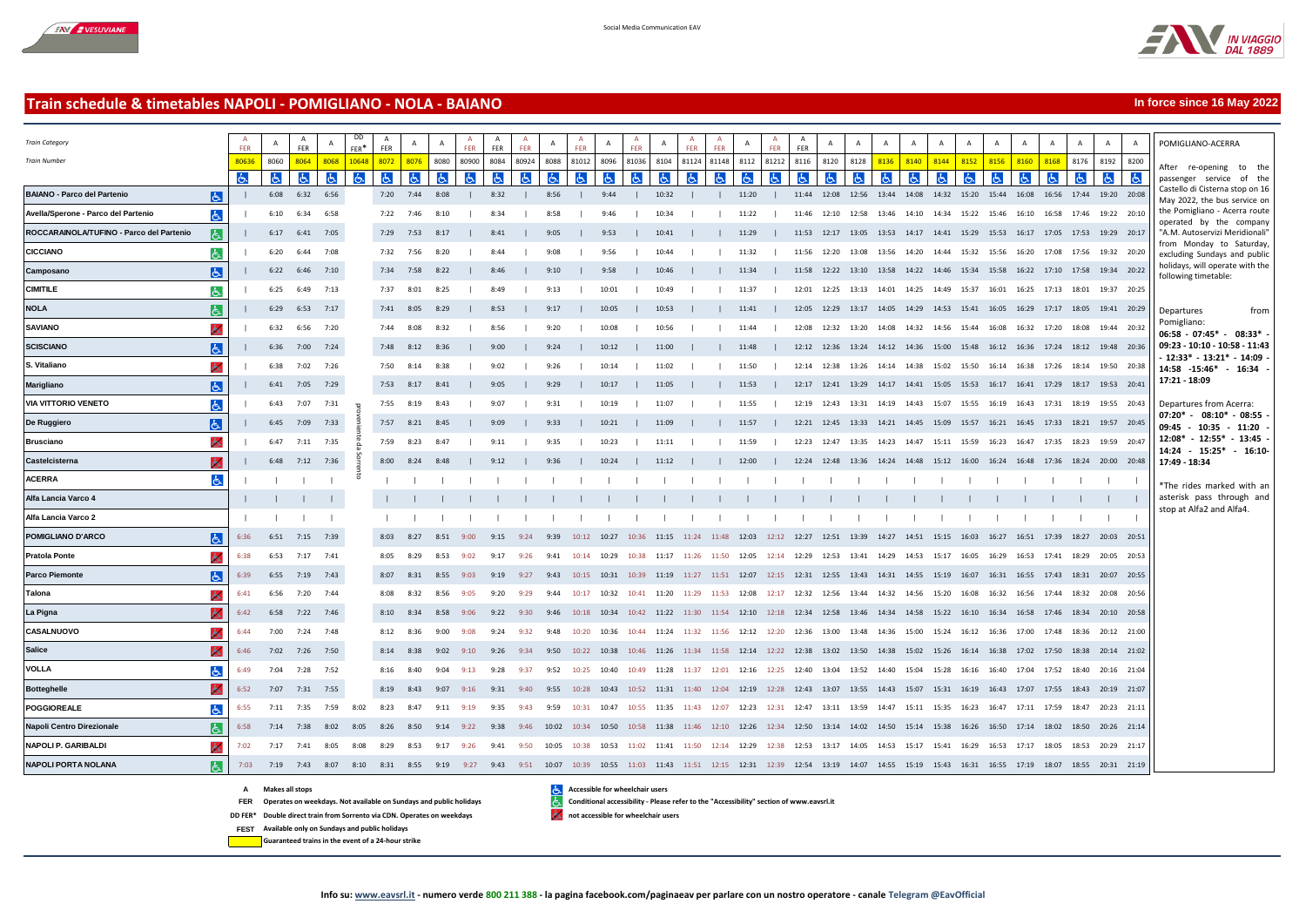# Train schedule & timetables NAPOLI - POMIGLIANO - NOLA - BAIANO

**In force since 16 May 2022**

| Train Category | | A FER | A | A FER | A | DD FER* | A FER | A | A | A FER | A FER | A FER | A | A FER | A | A FER | A | A FER | A FER | A | A FER | A FER | A | A | A | A | A | A | A | A | A | A | A | A |
|---|---|---|---|---|---|---|---|---|---|---|---|---|---|---|---|---|---|---|---|---|---|---|---|---|---|---|---|---|---|---|---|---|---|---|
| **Train Number** | | 80636 | 8060 | 8064 | 8068 | 10648 | 8072 | 8076 | 8080 | 80900 | 8084 | 80924 | 8088 | 81012 | 8096 | 81036 | 8104 | 81124 | 81148 | 8112 | 81212 | 8116 | 8120 | 8128 | 8136 | 8140 | 8144 | 8152 | 8156 | 8160 | 8168 | 8176 | 8192 | 8200 |
| BAIANO - Parco del Partenio | ♿ | \| | 6:08 | 6:32 | 6:56 | | 7:20 | 7:44 | 8:08 | \| | 8:32 | \| | 8:56 | \| | 9:44 | \| | 10:32 | \| | \| | 11:20 | \| | 11:44 | 12:08 | 12:56 | 13:44 | 14:08 | 14:32 | 15:20 | 15:44 | 16:08 | 16:56 | 17:44 | 19:20 | 20:08 |
| Avella/Sperone - Parco del Partenio | ♿ | \| | 6:10 | 6:34 | 6:58 | | 7:22 | 7:46 | 8:10 | \| | 8:34 | \| | 8:58 | \| | 9:46 | \| | 10:34 | \| | \| | 11:22 | \| | 11:46 | 12:10 | 12:58 | 13:46 | 14:10 | 14:34 | 15:22 | 15:46 | 16:10 | 16:58 | 17:46 | 19:22 | 20:10 |
| ROCCARAINOLA/TUFINO - Parco del Partenio | ♿ | \| | 6:17 | 6:41 | 7:05 | | 7:29 | 7:53 | 8:17 | \| | 8:41 | \| | 9:05 | \| | 9:53 | \| | 10:41 | \| | \| | 11:29 | \| | 11:53 | 12:17 | 13:05 | 13:53 | 14:17 | 14:41 | 15:29 | 15:53 | 16:17 | 17:05 | 17:53 | 19:29 | 20:17 |
| CICCIANO | ♿ | \| | 6:20 | 6:44 | 7:08 | | 7:32 | 7:56 | 8:20 | \| | 8:44 | \| | 9:08 | \| | 9:56 | \| | 10:44 | \| | \| | 11:32 | \| | 11:56 | 12:20 | 13:08 | 13:56 | 14:20 | 14:44 | 15:32 | 15:56 | 16:20 | 17:08 | 17:56 | 19:32 | 20:20 |
| Camposano | ♿ | \| | 6:22 | 6:46 | 7:10 | | 7:34 | 7:58 | 8:22 | \| | 8:46 | \| | 9:10 | \| | 9:58 | \| | 10:46 | \| | \| | 11:34 | \| | 11:58 | 12:22 | 13:10 | 13:58 | 14:22 | 14:46 | 15:34 | 15:58 | 16:22 | 17:10 | 17:58 | 19:34 | 20:22 |
| CIMITILE | ♿ | \| | 6:25 | 6:49 | 7:13 | | 7:37 | 8:01 | 8:25 | \| | 8:49 | \| | 9:13 | \| | 10:01 | \| | 10:49 | \| | \| | 11:37 | \| | 12:01 | 12:25 | 13:13 | 14:01 | 14:25 | 14:49 | 15:37 | 16:01 | 16:25 | 17:13 | 18:01 | 19:37 | 20:25 |
| NOLA | ♿ | \| | 6:29 | 6:53 | 7:17 | | 7:41 | 8:05 | 8:29 | \| | 8:53 | \| | 9:17 | \| | 10:05 | \| | 10:53 | \| | \| | 11:41 | \| | 12:05 | 12:29 | 13:17 | 14:05 | 14:29 | 14:53 | 15:41 | 16:05 | 16:29 | 17:17 | 18:05 | 19:41 | 20:29 |
| SAVIANO | not accessible | \| | 6:32 | 6:56 | 7:20 | | 7:44 | 8:08 | 8:32 | \| | 8:56 | \| | 9:20 | \| | 10:08 | \| | 10:56 | \| | \| | 11:44 | \| | 12:08 | 12:32 | 13:20 | 14:08 | 14:32 | 14:56 | 15:44 | 16:08 | 16:32 | 17:20 | 18:08 | 19:44 | 20:32 |
| SCISCIANO | ♿ | \| | 6:36 | 7:00 | 7:24 | | 7:48 | 8:12 | 8:36 | \| | 9:00 | \| | 9:24 | \| | 10:12 | \| | 11:00 | \| | \| | 11:48 | \| | 12:12 | 12:36 | 13:24 | 14:12 | 14:36 | 15:00 | 15:48 | 16:12 | 16:36 | 17:24 | 18:12 | 19:48 | 20:36 |
| S. Vitaliano | not accessible | \| | 6:38 | 7:02 | 7:26 | | 7:50 | 8:14 | 8:38 | \| | 9:02 | \| | 9:26 | \| | 10:14 | \| | 11:02 | \| | \| | 11:50 | \| | 12:14 | 12:38 | 13:26 | 14:14 | 14:38 | 15:02 | 15:50 | 16:14 | 16:38 | 17:26 | 18:14 | 19:50 | 20:38 |
| Marigliano | ♿ | \| | 6:41 | 7:05 | 7:29 | | 7:53 | 8:17 | 8:41 | \| | 9:05 | \| | 9:29 | \| | 10:17 | \| | 11:05 | \| | \| | 11:53 | \| | 12:17 | 12:41 | 13:29 | 14:17 | 14:41 | 15:05 | 15:53 | 16:17 | 16:41 | 17:29 | 18:17 | 19:53 | 20:41 |
| VIA VITTORIO VENETO | ♿ | \| | 6:43 | 7:07 | 7:31 | provenienza da Sorrento | 7:55 | 8:19 | 8:43 | \| | 9:07 | \| | 9:31 | \| | 10:19 | \| | 11:07 | \| | \| | 11:55 | \| | 12:19 | 12:43 | 13:31 | 14:19 | 14:43 | 15:07 | 15:55 | 16:19 | 16:43 | 17:31 | 18:19 | 19:55 | 20:43 |
| De Ruggiero | ♿ | \| | 6:45 | 7:09 | 7:33 | | 7:57 | 8:21 | 8:45 | \| | 9:09 | \| | 9:33 | \| | 10:21 | \| | 11:09 | \| | \| | 11:57 | \| | 12:21 | 12:45 | 13:33 | 14:21 | 14:45 | 15:09 | 15:57 | 16:21 | 16:45 | 17:33 | 18:21 | 19:57 | 20:45 |
| Brusciano | not accessible | \| | 6:47 | 7:11 | 7:35 | | 7:59 | 8:23 | 8:47 | \| | 9:11 | \| | 9:35 | \| | 10:23 | \| | 11:11 | \| | \| | 11:59 | \| | 12:23 | 12:47 | 13:35 | 14:23 | 14:47 | 15:11 | 15:59 | 16:23 | 16:47 | 17:35 | 18:23 | 19:59 | 20:47 |
| Castelcisterna | not accessible | \| | 6:48 | 7:12 | 7:36 | | 8:00 | 8:24 | 8:48 | \| | 9:12 | \| | 9:36 | \| | 10:24 | \| | 11:12 | \| | \| | 12:00 | \| | 12:24 | 12:48 | 13:36 | 14:24 | 14:48 | 15:12 | 16:00 | 16:24 | 16:48 | 17:36 | 18:24 | 20:00 | 20:48 |
| ACERRA | ♿ | \| | \| | \| | \| | | \| | \| | \| | \| | \| | \| | \| | \| | \| | \| | \| | \| | \| | \| | \| | \| | \| | \| | \| | \| | \| | \| | \| | \| | \| | \| | \| | \| | \| |
| Alfa Lancia Varco 4 | | \| | \| | \| | \| | | \| | \| | \| | \| | \| | \| | \| | \| | \| | \| | \| | \| | \| | \| | \| | \| | \| | \| | \| | \| | \| | \| | \| | \| | \| | \| | \| | \| | \| |
| Alfa Lancia Varco 2 | | \| | \| | \| | \| | | \| | \| | \| | \| | \| | \| | \| | \| | \| | \| | \| | \| | \| | \| | \| | \| | \| | \| | \| | \| | \| | \| | \| | \| | \| | \| | \| | \| | \| |
| POMIGLIANO D'ARCO | ♿ | 6:36 | 6:51 | 7:15 | 7:39 | | 8:03 | 8:27 | 8:51 | 9:00 | 9:15 | 9:24 | 9:39 | 10:12 | 10:27 | 10:36 | 11:15 | 11:24 | 11:48 | 12:03 | 12:12 | 12:27 | 12:51 | 13:39 | 14:27 | 14:51 | 15:15 | 16:03 | 16:27 | 16:51 | 17:39 | 18:27 | 20:03 | 20:51 |
| Pratola Ponte | not accessible | 6:38 | 6:53 | 7:17 | 7:41 | | 8:05 | 8:29 | 8:53 | 9:02 | 9:17 | 9:26 | 9:41 | 10:14 | 10:29 | 10:38 | 11:17 | 11:26 | 11:50 | 12:05 | 12:14 | 12:29 | 12:53 | 13:41 | 14:29 | 14:53 | 15:17 | 16:05 | 16:29 | 16:53 | 17:41 | 18:29 | 20:05 | 20:53 |
| Parco Piemonte | ♿ | 6:39 | 6:55 | 7:19 | 7:43 | | 8:07 | 8:31 | 8:55 | 9:03 | 9:19 | 9:27 | 9:43 | 10:15 | 10:31 | 10:39 | 11:19 | 11:27 | 11:51 | 12:07 | 12:15 | 12:31 | 12:55 | 13:43 | 14:31 | 14:55 | 15:19 | 16:07 | 16:31 | 16:55 | 17:43 | 18:31 | 20:07 | 20:55 |
| Talona | not accessible | 6:41 | 6:56 | 7:20 | 7:44 | | 8:08 | 8:32 | 8:56 | 9:05 | 9:20 | 9:29 | 9:44 | 10:17 | 10:32 | 10:41 | 11:20 | 11:29 | 11:53 | 12:08 | 12:17 | 12:32 | 12:56 | 13:44 | 14:32 | 14:56 | 15:20 | 16:08 | 16:32 | 16:56 | 17:44 | 18:32 | 20:08 | 20:56 |
| La Pigna | not accessible | 6:42 | 6:58 | 7:22 | 7:46 | | 8:10 | 8:34 | 8:58 | 9:06 | 9:22 | 9:30 | 9:46 | 10:18 | 10:34 | 10:42 | 11:22 | 11:30 | 11:54 | 12:10 | 12:18 | 12:34 | 12:58 | 13:46 | 14:34 | 14:58 | 15:22 | 16:10 | 16:34 | 16:58 | 17:46 | 18:34 | 20:10 | 20:58 |
| CASALNUOVO | not accessible | 6:44 | 7:00 | 7:24 | 7:48 | | 8:12 | 8:36 | 9:00 | 9:08 | 9:24 | 9:32 | 9:48 | 10:20 | 10:36 | 10:44 | 11:24 | 11:32 | 11:56 | 12:12 | 12:20 | 12:36 | 13:00 | 13:48 | 14:36 | 15:00 | 15:24 | 16:12 | 16:36 | 17:00 | 17:48 | 18:36 | 20:12 | 21:00 |
| Salice | not accessible | 6:46 | 7:02 | 7:26 | 7:50 | | 8:14 | 8:38 | 9:02 | 9:10 | 9:26 | 9:34 | 9:50 | 10:22 | 10:38 | 10:46 | 11:26 | 11:34 | 11:58 | 12:14 | 12:22 | 12:38 | 13:02 | 13:50 | 14:38 | 15:02 | 15:26 | 16:14 | 16:38 | 17:02 | 17:50 | 18:38 | 20:14 | 21:02 |
| VOLLA | ♿ | 6:49 | 7:04 | 7:28 | 7:52 | | 8:16 | 8:40 | 9:04 | 9:13 | 9:28 | 9:37 | 9:52 | 10:25 | 10:40 | 10:49 | 11:28 | 11:37 | 12:01 | 12:16 | 12:25 | 12:40 | 13:04 | 13:52 | 14:40 | 15:04 | 15:28 | 16:16 | 16:40 | 17:04 | 17:52 | 18:40 | 20:16 | 21:04 |
| Botteghelle | not accessible | 6:52 | 7:07 | 7:31 | 7:55 | | 8:19 | 8:43 | 9:07 | 9:16 | 9:31 | 9:40 | 9:55 | 10:28 | 10:43 | 10:52 | 11:31 | 11:40 | 12:04 | 12:19 | 12:28 | 12:43 | 13:07 | 13:55 | 14:43 | 15:07 | 15:31 | 16:19 | 16:43 | 17:07 | 17:55 | 18:43 | 20:19 | 21:07 |
| POGGIOREALE | ♿ | 6:55 | 7:11 | 7:35 | 7:59 | 8:02 | 8:23 | 8:47 | 9:11 | 9:19 | 9:35 | 9:43 | 9:59 | 10:31 | 10:47 | 10:55 | 11:35 | 11:43 | 12:07 | 12:23 | 12:31 | 12:47 | 13:11 | 13:59 | 14:47 | 15:11 | 15:35 | 16:23 | 16:47 | 17:11 | 17:59 | 18:47 | 20:23 | 21:11 |
| Napoli Centro Direzionale | ♿ | 6:58 | 7:14 | 7:38 | 8:02 | 8:05 | 8:26 | 8:50 | 9:14 | 9:22 | 9:38 | 9:46 | 10:02 | 10:34 | 10:50 | 10:58 | 11:38 | 11:46 | 12:10 | 12:26 | 12:34 | 12:50 | 13:14 | 14:02 | 14:50 | 15:14 | 15:38 | 16:26 | 16:50 | 17:14 | 18:02 | 18:50 | 20:26 | 21:14 |
| NAPOLI P. GARIBALDI | not accessible | 7:02 | 7:17 | 7:41 | 8:05 | 8:08 | 8:29 | 8:53 | 9:17 | 9:26 | 9:41 | 9:50 | 10:05 | 10:38 | 10:53 | 11:02 | 11:41 | 11:50 | 12:14 | 12:29 | 12:38 | 12:53 | 13:17 | 14:05 | 14:53 | 15:17 | 15:41 | 16:29 | 16:53 | 17:17 | 18:05 | 18:53 | 20:29 | 21:17 |
| NAPOLI PORTA NOLANA | ♿ | 7:03 | 7:19 | 7:43 | 8:07 | 8:10 | 8:31 | 8:55 | 9:19 | 9:27 | 9:43 | 9:51 | 10:07 | 10:39 | 10:55 | 11:03 | 11:43 | 11:51 | 12:15 | 12:31 | 12:39 | 12:54 | 13:19 | 14:07 | 14:55 | 15:19 | 15:43 | 16:31 | 16:55 | 17:19 | 18:07 | 18:55 | 20:31 | 21:19 |

**A** Makes all stops

**FER** Operates on weekdays. Not available on Sundays and public holidays

**DD FER*** Double direct train from Sorrento via CDN. Operates on weekdays

**FEST** Available only on Sundays and public holidays

Guaranteed trains in the event of a 24-hour strike

♿ Accessible for wheelchair users

♿ Conditional accessibility - Please refer to the "Accessibility" section of www.eavsrl.it

not accessible for wheelchair users

POMIGLIANO-ACERRA

After re-opening to the passenger service of the Castello di Cisterna stop on 16 May 2022, the bus service on the Pomigliano - Acerra route operated by the company "A.M. Autoservizi Meridionali" from Monday to Saturday, excluding Sundays and public holidays, will operate with the following timetable:

Departures from Pomigliano:
06:58 - 07:45* - 08:33* - 09:23 - 10:10 - 10:58 - 11:43 - 12:33* - 13:21* - 14:09 - 14:58 -15:46* - 16:34 - 17:21 - 18:09

Departures from Acerra:
07:20* - 08:10* - 08:55 - 09:45 - 10:35 - 11:20 - 12:08* - 12:55* - 13:45 - 14:24 - 15:25* - 16:10- 17:49 - 18:34

*The rides marked with an asterisk pass through and stop at Alfa2 and Alfa4.

Info su: www.eavsrl.it - numero verde 800 211 388 - la pagina facebook.com/paginaeav per parlare con un nostro operatore - canale Telegram @EavOfficial